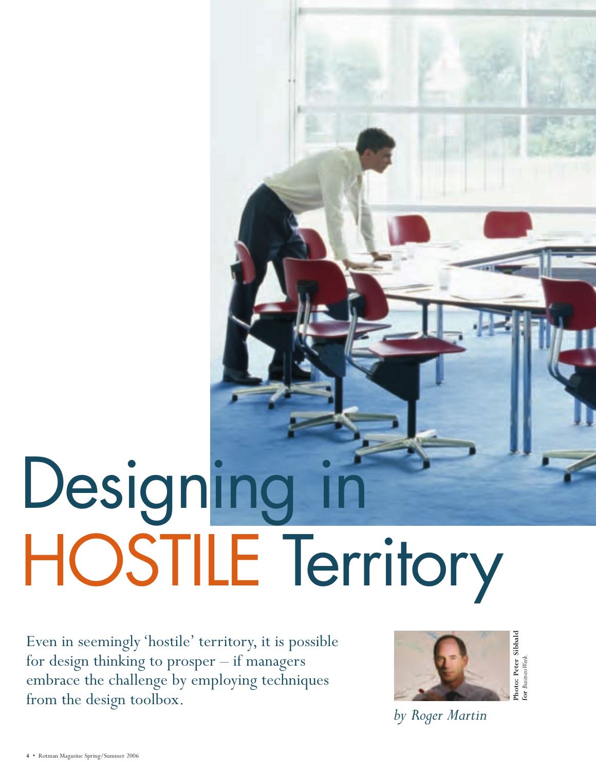# Designing in HOSTILE Territory

Even in seemingly 'hostile' territory, it is possible for design thinking to prosper – if managers embrace the challenge by employing techniques from the design toolbox.

Photo: Peter Sibbald for *BusinessWeek*.

*by Roger Martin*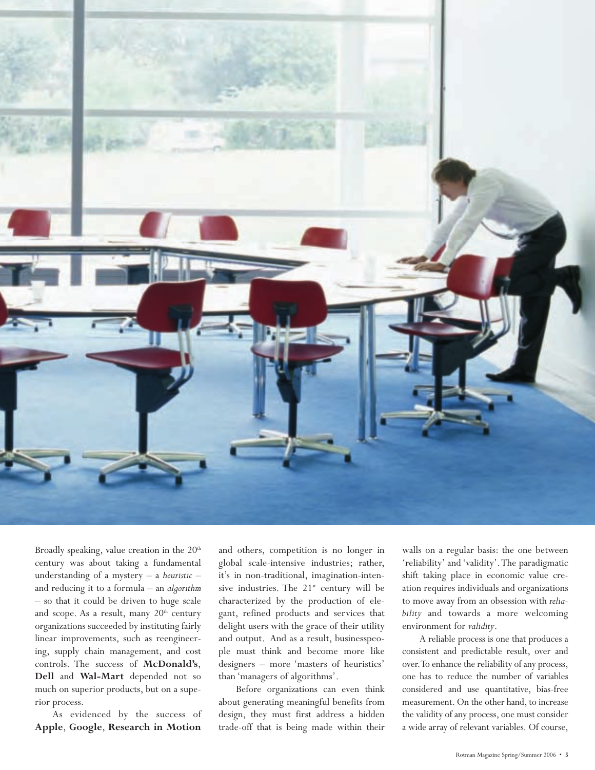Broadly speaking, value creation in the 20th century was about taking a fundamental understanding of a mystery – a *heuristic* – and reducing it to a formula – an *algorithm* – so that it could be driven to huge scale and scope. As a result, many 20th century organizations succeeded by instituting fairly linear improvements, such as reengineering, supply chain management, and cost controls. The success of **McDonald's**, **Dell** and **Wal-Mart** depended not so much on superior products, but on a superior process.

As evidenced by the success of **Apple**, **Google**, **Research in Motion** and others, competition is no longer in global scale-intensive industries; rather, it's in non-traditional, imagination-intensive industries. The 21st century will be characterized by the production of elegant, refined products and services that delight users with the grace of their utility and output. And as a result, businesspeople must think and become more like designers – more 'masters of heuristics' than 'managers of algorithms'.

Before organizations can even think about generating meaningful benefits from design, they must first address a hidden trade-off that is being made within their walls on a regular basis: the one between 'reliability' and 'validity'. The paradigmatic shift taking place in economic value creation requires individuals and organizations to move away from an obsession with *reliability* and towards a more welcoming environment for *validity*.

A reliable process is one that produces a consistent and predictable result, over and over. To enhance the reliability of any process, one has to reduce the number of variables considered and use quantitative, bias-free measurement. On the other hand, to increase the validity of any process, one must consider a wide array of relevant variables. Of course,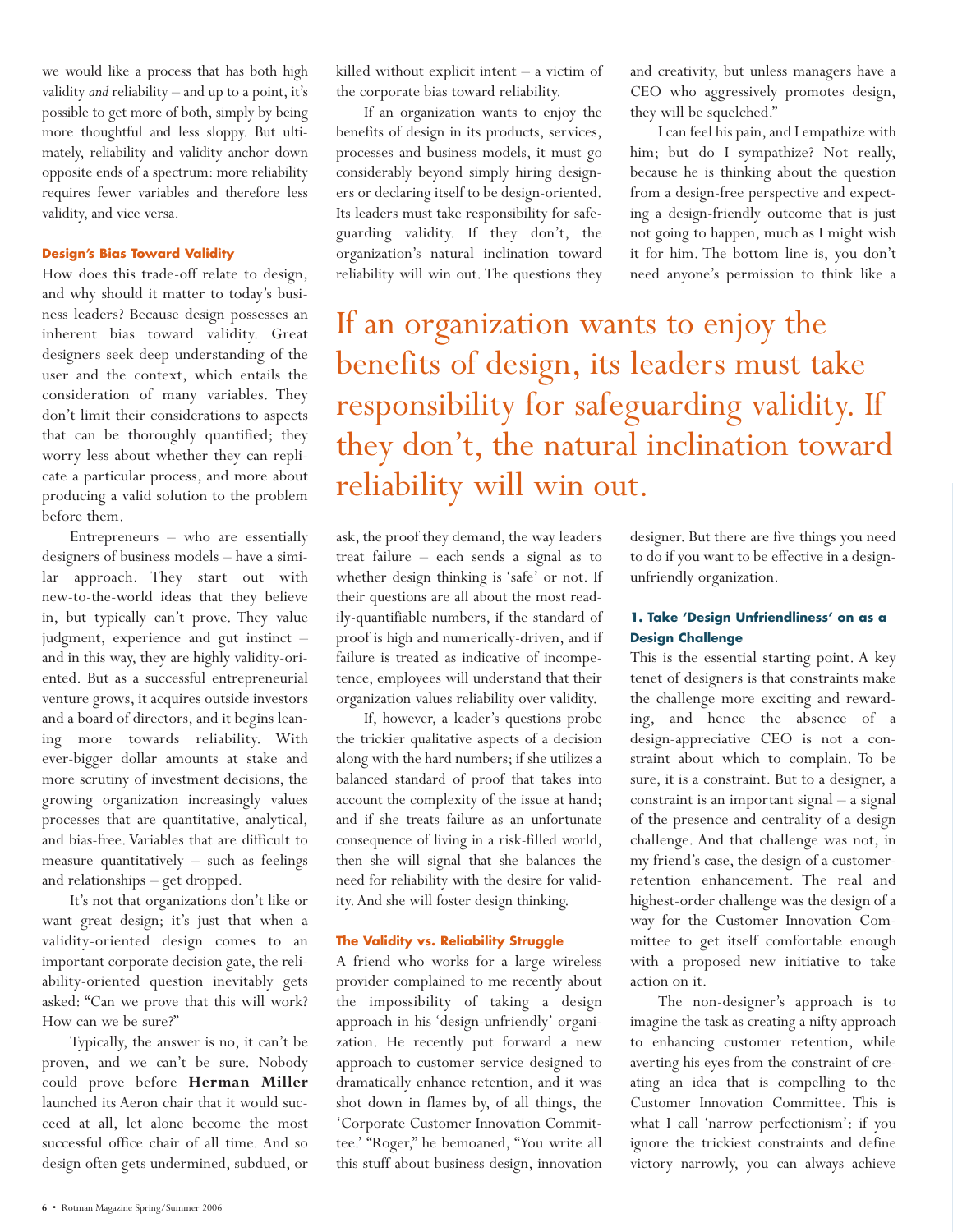we would like a process that has both high validity *and* reliability – and up to a point, it's possible to get more of both, simply by being more thoughtful and less sloppy. But ultimately, reliability and validity anchor down opposite ends of a spectrum: more reliability requires fewer variables and therefore less validity, and vice versa.

#### Design's Bias Toward Validity

How does this trade-off relate to design, and why should it matter to today's business leaders? Because design possesses an inherent bias toward validity. Great designers seek deep understanding of the user and the context, which entails the consideration of many variables. They don't limit their considerations to aspects that can be thoroughly quantified; they worry less about whether they can replicate a particular process, and more about producing a valid solution to the problem before them.

Entrepreneurs – who are essentially designers of business models – have a similar approach. They start out with new-to-the-world ideas that they believe in, but typically can't prove. They value judgment, experience and gut instinct – and in this way, they are highly validity-oriented. But as a successful entrepreneurial venture grows, it acquires outside investors and a board of directors, and it begins leaning more towards reliability. With ever-bigger dollar amounts at stake and more scrutiny of investment decisions, the growing organization increasingly values processes that are quantitative, analytical, and bias-free. Variables that are difficult to measure quantitatively – such as feelings and relationships – get dropped.

It's not that organizations don't like or want great design; it's just that when a validity-oriented design comes to an important corporate decision gate, the reliability-oriented question inevitably gets asked: "Can we prove that this will work? How can we be sure?"

Typically, the answer is no, it can't be proven, and we can't be sure. Nobody could prove before **Herman Miller** launched its Aeron chair that it would succeed at all, let alone become the most successful office chair of all time. And so design often gets undermined, subdued, or killed without explicit intent – a victim of the corporate bias toward reliability.

If an organization wants to enjoy the benefits of design in its products, services, processes and business models, it must go considerably beyond simply hiring designers or declaring itself to be design-oriented. Its leaders must take responsibility for safeguarding validity. If they don't, the organization's natural inclination toward reliability will win out. The questions they ask, the proof they demand, the way leaders treat failure – each sends a signal as to whether design thinking is 'safe' or not. If their questions are all about the most readily-quantifiable numbers, if the standard of proof is high and numerically-driven, and if failure is treated as indicative of incompetence, employees will understand that their organization values reliability over validity.

> If an organization wants to enjoy the benefits of design, its leaders must take responsibility for safeguarding validity. If they don't, the natural inclination toward reliability will win out.

If, however, a leader's questions probe the trickier qualitative aspects of a decision along with the hard numbers; if she utilizes a balanced standard of proof that takes into account the complexity of the issue at hand; and if she treats failure as an unfortunate consequence of living in a risk-filled world, then she will signal that she balances the need for reliability with the desire for validity. And she will foster design thinking.

#### The Validity vs. Reliability Struggle

A friend who works for a large wireless provider complained to me recently about the impossibility of taking a design approach in his 'design-unfriendly' organization. He recently put forward a new approach to customer service designed to dramatically enhance retention, and it was shot down in flames by, of all things, the 'Corporate Customer Innovation Committee.' "Roger," he bemoaned, "You write all this stuff about business design, innovation and creativity, but unless managers have a CEO who aggressively promotes design, they will be squelched."

I can feel his pain, and I empathize with him; but do I sympathize? Not really, because he is thinking about the question from a design-free perspective and expecting a design-friendly outcome that is just not going to happen, much as I might wish it for him. The bottom line is, you don't need anyone's permission to think like a designer. But there are five things you need to do if you want to be effective in a design-unfriendly organization.

#### 1. Take 'Design Unfriendliness' on as a Design Challenge

This is the essential starting point. A key tenet of designers is that constraints make the challenge more exciting and rewarding, and hence the absence of a design-appreciative CEO is not a constraint about which to complain. To be sure, it is a constraint. But to a designer, a constraint is an important signal – a signal of the presence and centrality of a design challenge. And that challenge was not, in my friend's case, the design of a customer-retention enhancement. The real and highest-order challenge was the design of a way for the Customer Innovation Committee to get itself comfortable enough with a proposed new initiative to take action on it.

The non-designer's approach is to imagine the task as creating a nifty approach to enhancing customer retention, while averting his eyes from the constraint of creating an idea that is compelling to the Customer Innovation Committee. This is what I call 'narrow perfectionism': if you ignore the trickiest constraints and define victory narrowly, you can always achieve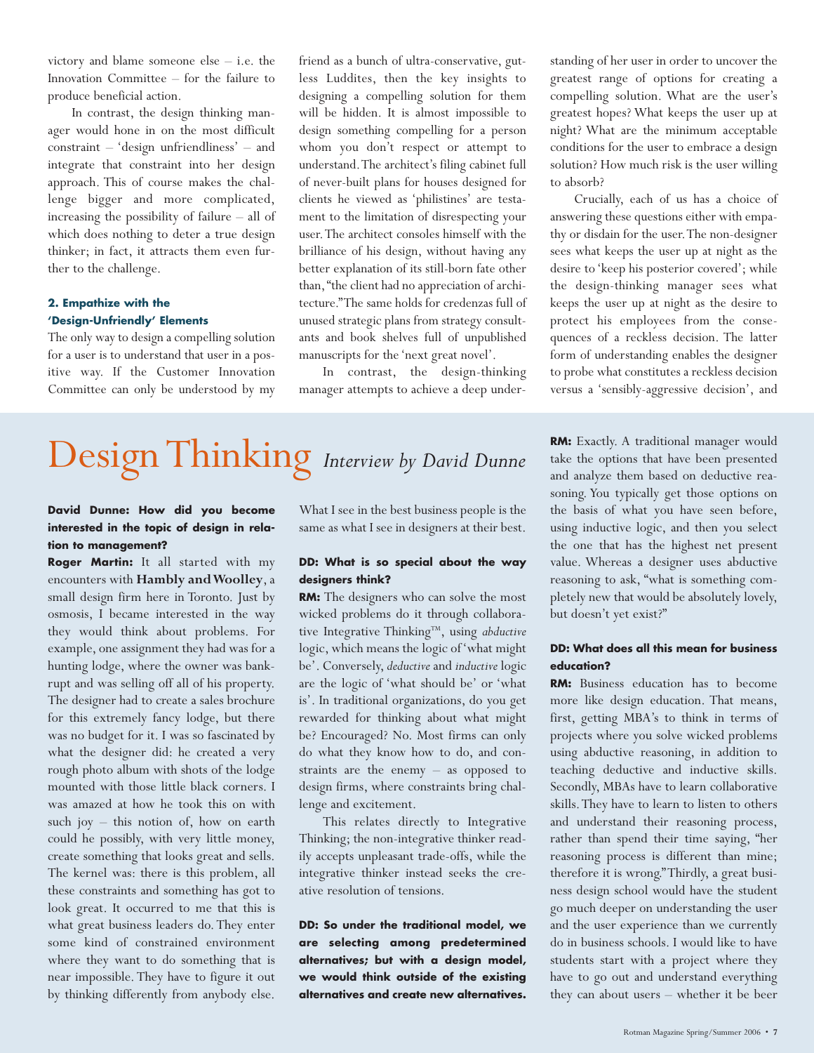victory and blame someone else – i.e. the Innovation Committee – for the failure to produce beneficial action.

In contrast, the design thinking manager would hone in on the most difficult constraint – 'design unfriendliness' – and integrate that constraint into her design approach. This of course makes the challenge bigger and more complicated, increasing the possibility of failure – all of which does nothing to deter a true design thinker; in fact, it attracts them even further to the challenge.

#### 2. Empathize with the 'Design-Unfriendly' Elements

The only way to design a compelling solution for a user is to understand that user in a positive way. If the Customer Innovation Committee can only be understood by my friend as a bunch of ultra-conservative, gutless Luddites, then the key insights to designing a compelling solution for them will be hidden. It is almost impossible to design something compelling for a person whom you don't respect or attempt to understand. The architect's filing cabinet full of never-built plans for houses designed for clients he viewed as 'philistines' are testament to the limitation of disrespecting your user. The architect consoles himself with the brilliance of his design, without having any better explanation of its still-born fate other than, "the client had no appreciation of architecture." The same holds for credenzas full of unused strategic plans from strategy consultants and book shelves full of unpublished manuscripts for the 'next great novel'.

In contrast, the design-thinking manager attempts to achieve a deep understanding of her user in order to uncover the greatest range of options for creating a compelling solution. What are the user's greatest hopes? What keeps the user up at night? What are the minimum acceptable conditions for the user to embrace a design solution? How much risk is the user willing to absorb?

Crucially, each of us has a choice of answering these questions either with empathy or disdain for the user. The non-designer sees what keeps the user up at night as the desire to 'keep his posterior covered'; while the design-thinking manager sees what keeps the user up at night as the desire to protect his employees from the consequences of a reckless decision. The latter form of understanding enables the designer to probe what constitutes a reckless decision versus a 'sensibly-aggressive decision', and

# Design Thinking *Interview by David Dunne*

**David Dunne: How did you become interested in the topic of design in relation to management?**

**Roger Martin:** It all started with my encounters with **Hambly and Woolley**, a small design firm here in Toronto. Just by osmosis, I became interested in the way they would think about problems. For example, one assignment they had was for a hunting lodge, where the owner was bankrupt and was selling off all of his property. The designer had to create a sales brochure for this extremely fancy lodge, but there was no budget for it. I was so fascinated by what the designer did: he created a very rough photo album with shots of the lodge mounted with those little black corners. I was amazed at how he took this on with such joy – this notion of, how on earth could he possibly, with very little money, create something that looks great and sells. The kernel was: there is this problem, all these constraints and something has got to look great. It occurred to me that this is what great business leaders do. They enter some kind of constrained environment where they want to do something that is near impossible. They have to figure it out by thinking differently from anybody else. What I see in the best business people is the same as what I see in designers at their best.

**DD: What is so special about the way designers think?**

**RM:** The designers who can solve the most wicked problems do it through collaborative Integrative Thinking™, using *abductive* logic, which means the logic of 'what might be'. Conversely, *deductive* and *inductive* logic are the logic of 'what should be' or 'what is'. In traditional organizations, do you get rewarded for thinking about what might be? Encouraged? No. Most firms can only do what they know how to do, and constraints are the enemy – as opposed to design firms, where constraints bring challenge and excitement.

This relates directly to Integrative Thinking; the non-integrative thinker readily accepts unpleasant trade-offs, while the integrative thinker instead seeks the creative resolution of tensions.

**DD: So under the traditional model, we are selecting among predetermined alternatives; but with a design model, we would think outside of the existing alternatives and create new alternatives.**

**RM:** Exactly. A traditional manager would take the options that have been presented and analyze them based on deductive reasoning. You typically get those options on the basis of what you have seen before, using inductive logic, and then you select the one that has the highest net present value. Whereas a designer uses abductive reasoning to ask, "what is something completely new that would be absolutely lovely, but doesn't yet exist?"

**DD: What does all this mean for business education?**

**RM:** Business education has to become more like design education. That means, first, getting MBA's to think in terms of projects where you solve wicked problems using abductive reasoning, in addition to teaching deductive and inductive skills. Secondly, MBAs have to learn collaborative skills. They have to learn to listen to others and understand their reasoning process, rather than spend their time saying, "her reasoning process is different than mine; therefore it is wrong." Thirdly, a great business design school would have the student go much deeper on understanding the user and the user experience than we currently do in business schools. I would like to have students start with a project where they have to go out and understand everything they can about users – whether it be beer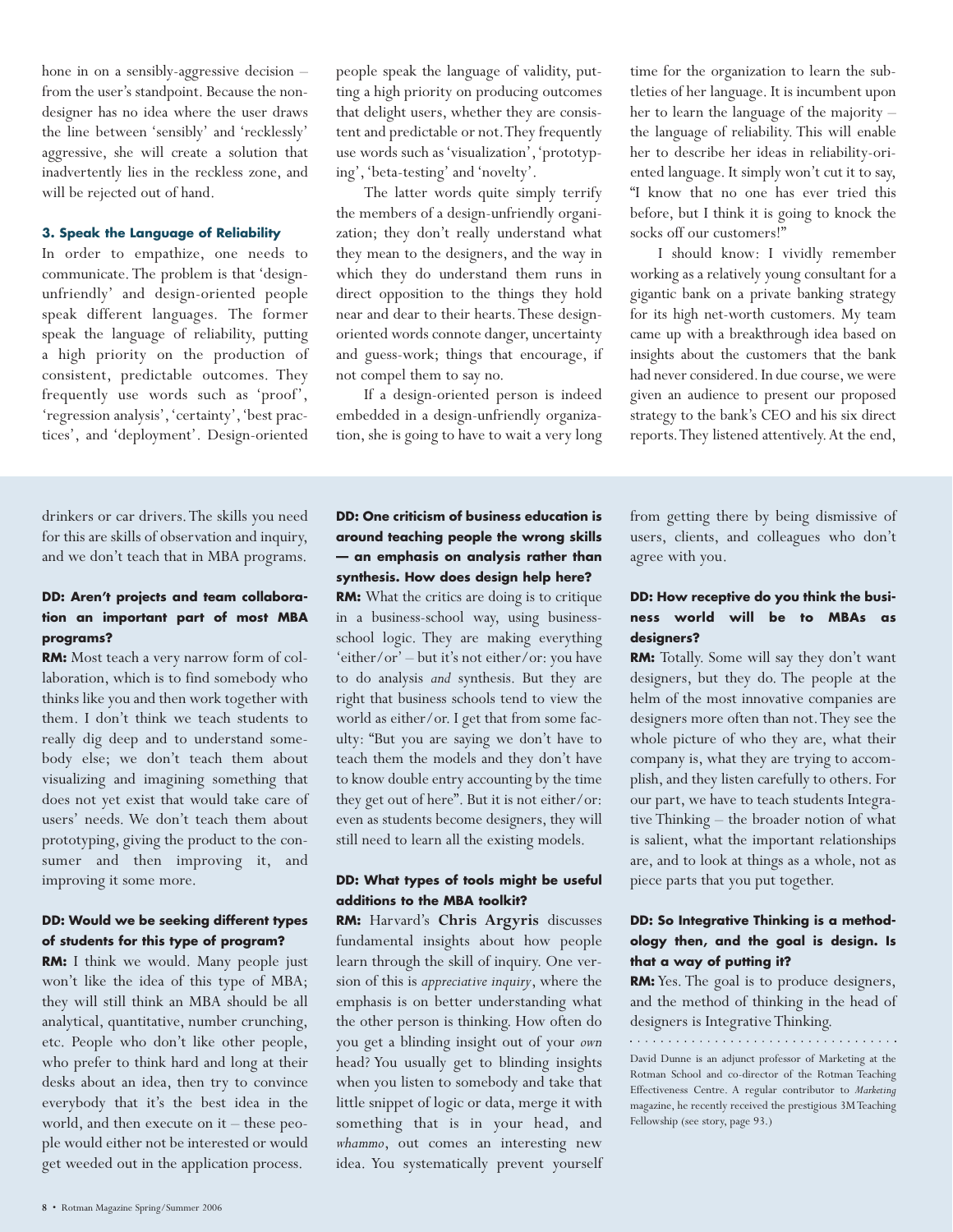hone in on a sensibly-aggressive decision – from the user's standpoint. Because the non-designer has no idea where the user draws the line between 'sensibly' and 'recklessly' aggressive, she will create a solution that inadvertently lies in the reckless zone, and will be rejected out of hand.

**3. Speak the Language of Reliability**

In order to empathize, one needs to communicate. The problem is that 'design-unfriendly' and design-oriented people speak different languages. The former speak the language of reliability, putting a high priority on the production of consistent, predictable outcomes. They frequently use words such as 'proof', 'regression analysis', 'certainty', 'best practices', and 'deployment'. Design-oriented people speak the language of validity, putting a high priority on producing outcomes that delight users, whether they are consistent and predictable or not. They frequently use words such as 'visualization', 'prototyping', 'beta-testing' and 'novelty'.

The latter words quite simply terrify the members of a design-unfriendly organization; they don't really understand what they mean to the designers, and the way in which they do understand them runs in direct opposition to the things they hold near and dear to their hearts. These design-oriented words connote danger, uncertainty and guess-work; things that encourage, if not compel them to say no.

If a design-oriented person is indeed embedded in a design-unfriendly organization, she is going to have to wait a very long time for the organization to learn the subtleties of her language. It is incumbent upon her to learn the language of the majority – the language of reliability. This will enable her to describe her ideas in reliability-oriented language. It simply won't cut it to say, "I know that no one has ever tried this before, but I think it is going to knock the socks off our customers!"

I should know: I vividly remember working as a relatively young consultant for a gigantic bank on a private banking strategy for its high net-worth customers. My team came up with a breakthrough idea based on insights about the customers that the bank had never considered. In due course, we were given an audience to present our proposed strategy to the bank's CEO and his six direct reports. They listened attentively. At the end,

drinkers or car drivers. The skills you need for this are skills of observation and inquiry, and we don't teach that in MBA programs.

**DD: Aren't projects and team collaboration an important part of most MBA programs?**

**RM:** Most teach a very narrow form of collaboration, which is to find somebody who thinks like you and then work together with them. I don't think we teach students to really dig deep and to understand somebody else; we don't teach them about visualizing and imagining something that does not yet exist that would take care of users' needs. We don't teach them about prototyping, giving the product to the consumer and then improving it, and improving it some more.

**DD: Would we be seeking different types of students for this type of program?**

**RM:** I think we would. Many people just won't like the idea of this type of MBA; they will still think an MBA should be all analytical, quantitative, number crunching, etc. People who don't like other people, who prefer to think hard and long at their desks about an idea, then try to convince everybody that it's the best idea in the world, and then execute on it – these people would either not be interested or would get weeded out in the application process.

**DD: One criticism of business education is around teaching people the wrong skills — an emphasis on analysis rather than synthesis. How does design help here?**

**RM:** What the critics are doing is to critique in a business-school way, using business-school logic. They are making everything 'either/or' – but it's not either/or: you have to do analysis *and* synthesis. But they are right that business schools tend to view the world as either/or. I get that from some faculty: "But you are saying we don't have to teach them the models and they don't have to know double entry accounting by the time they get out of here". But it is not either/or: even as students become designers, they will still need to learn all the existing models.

**DD: What types of tools might be useful additions to the MBA toolkit?**

**RM:** Harvard's **Chris Argyris** discusses fundamental insights about how people learn through the skill of inquiry. One version of this is *appreciative inquiry*, where the emphasis is on better understanding what the other person is thinking. How often do you get a blinding insight out of your *own* head? You usually get to blinding insights when you listen to somebody and take that little snippet of logic or data, merge it with something that is in your head, and *whammo*, out comes an interesting new idea. You systematically prevent yourself from getting there by being dismissive of users, clients, and colleagues who don't agree with you.

**DD: How receptive do you think the business world will be to MBAs as designers?**

**RM:** Totally. Some will say they don't want designers, but they do. The people at the helm of the most innovative companies are designers more often than not. They see the whole picture of who they are, what their company is, what they are trying to accomplish, and they listen carefully to others. For our part, we have to teach students Integrative Thinking – the broader notion of what is salient, what the important relationships are, and to look at things as a whole, not as piece parts that you put together.

**DD: So Integrative Thinking is a methodology then, and the goal is design. Is that a way of putting it?**

**RM:** Yes. The goal is to produce designers, and the method of thinking in the head of designers is Integrative Thinking.

David Dunne is an adjunct professor of Marketing at the Rotman School and co-director of the Rotman Teaching Effectiveness Centre. A regular contributor to *Marketing* magazine, he recently received the prestigious 3M Teaching Fellowship (see story, page 93.)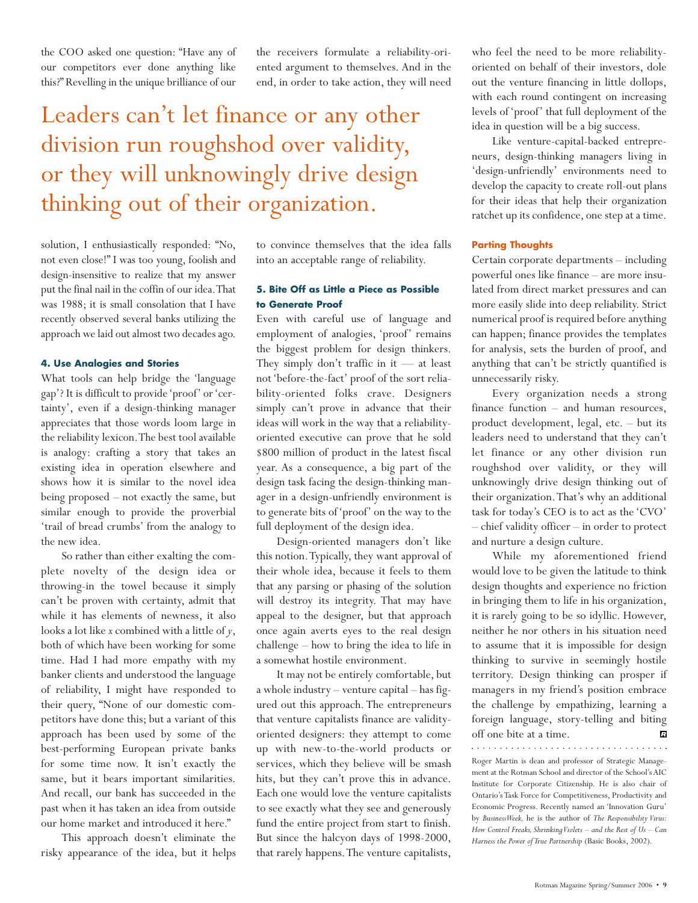the COO asked one question: "Have any of our competitors ever done anything like this?" Revelling in the unique brilliance of our solution, I enthusiastically responded: "No, not even close!" I was too young, foolish and design-insensitive to realize that my answer put the final nail in the coffin of our idea. That was 1988; it is small consolation that I have recently observed several banks utilizing the approach we laid out almost two decades ago.

> Leaders can't let finance or any other division run roughshod over validity, or they will unknowingly drive design thinking out of their organization.

#### 4. Use Analogies and Stories

What tools can help bridge the 'language gap'? It is difficult to provide 'proof' or 'certainty', even if a design-thinking manager appreciates that those words loom large in the reliability lexicon. The best tool available is analogy: crafting a story that takes an existing idea in operation elsewhere and shows how it is similar to the novel idea being proposed – not exactly the same, but similar enough to provide the proverbial 'trail of bread crumbs' from the analogy to the new idea.

So rather than either exalting the complete novelty of the design idea or throwing-in the towel because it simply can't be proven with certainty, admit that while it has elements of newness, it also looks a lot like *x* combined with a little of *y*, both of which have been working for some time. Had I had more empathy with my banker clients and understood the language of reliability, I might have responded to their query, "None of our domestic competitors have done this; but a variant of this approach has been used by some of the best-performing European private banks for some time now. It isn't exactly the same, but it bears important similarities. And recall, our bank has succeeded in the past when it has taken an idea from outside our home market and introduced it here."

This approach doesn't eliminate the risky appearance of the idea, but it helps the receivers formulate a reliability-oriented argument to themselves. And in the end, in order to take action, they will need to convince themselves that the idea falls into an acceptable range of reliability.

#### 5. Bite Off as Little a Piece as Possible to Generate Proof

Even with careful use of language and employment of analogies, 'proof' remains the biggest problem for design thinkers. They simply don't traffic in it — at least not 'before-the-fact' proof of the sort reliability-oriented folks crave. Designers simply can't prove in advance that their ideas will work in the way that a reliability-oriented executive can prove that he sold $800 million of product in the latest fiscal year. As a consequence, a big part of the design task facing the design-thinking manager in a design-unfriendly environment is to generate bits of 'proof' on the way to the full deployment of the design idea.

Design-oriented managers don't like this notion. Typically, they want approval of their whole idea, because it feels to them that any parsing or phasing of the solution will destroy its integrity. That may have appeal to the designer, but that approach once again averts eyes to the real design challenge – how to bring the idea to life in a somewhat hostile environment.

It may not be entirely comfortable, but a whole industry – venture capital – has figured out this approach. The entrepreneurs that venture capitalists finance are validity-oriented designers: they attempt to come up with new-to-the-world products or services, which they believe will be smash hits, but they can't prove this in advance. Each one would love the venture capitalists to see exactly what they see and generously fund the entire project from start to finish. But since the halcyon days of 1998-2000, that rarely happens. The venture capitalists, who feel the need to be more reliability-oriented on behalf of their investors, dole out the venture financing in little dollops, with each round contingent on increasing levels of 'proof' that full deployment of the idea in question will be a big success.

Like venture-capital-backed entrepreneurs, design-thinking managers living in 'design-unfriendly' environments need to develop the capacity to create roll-out plans for their ideas that help their organization ratchet up its confidence, one step at a time.

#### Parting Thoughts

Certain corporate departments – including powerful ones like finance – are more insulated from direct market pressures and can more easily slide into deep reliability. Strict numerical proof is required before anything can happen; finance provides the templates for analysis, sets the burden of proof, and anything that can't be strictly quantified is unnecessarily risky.

Every organization needs a strong finance function – and human resources, product development, legal, etc. – but its leaders need to understand that they can't let finance or any other division run roughshod over validity, or they will unknowingly drive design thinking out of their organization. That's why an additional task for today's CEO is to act as the 'CVO' – chief validity officer – in order to protect and nurture a design culture.

While my aforementioned friend would love to be given the latitude to think design thoughts and experience no friction in bringing them to life in his organization, it is rarely going to be so idyllic. However, neither he nor others in his situation need to assume that it is impossible for design thinking to survive in seemingly hostile territory. Design thinking can prosper if managers in my friend's position embrace the challenge by empathizing, learning a foreign language, story-telling and biting off one bite at a time.

---

Roger Martin is dean and professor of Strategic Management at the Rotman School and director of the School's AIC Institute for Corporate Citizenship. He is also chair of Ontario's Task Force for Competitiveness, Productivity and Economic Progress. Recently named an 'Innovation Guru' by *BusinessWeek*, he is the author of *The Responsibility Virus: How Control Freaks, Shrinking Violets – and the Rest of Us – Can Harness the Power of True Partnership* (Basic Books, 2002).